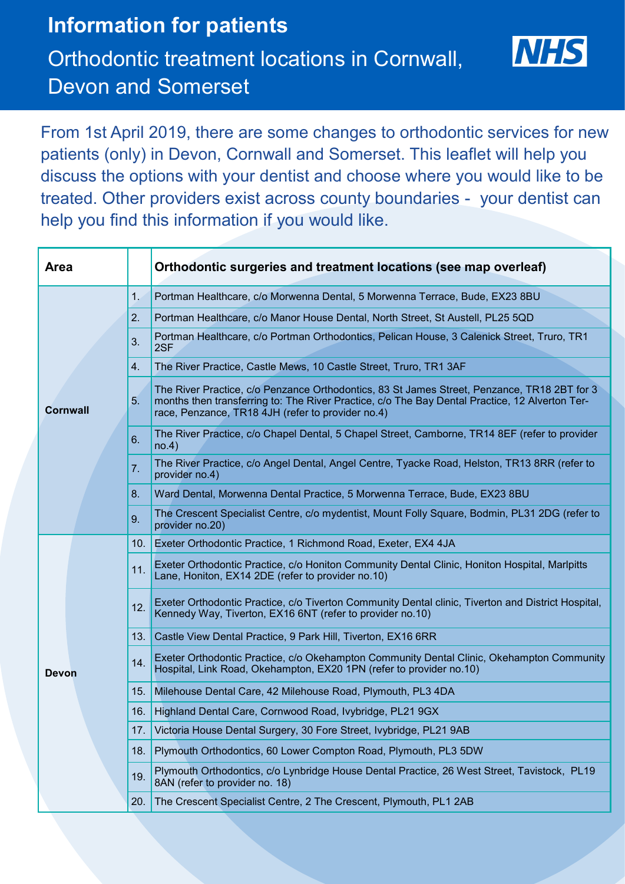# Information for patients

## Orthodontic treatment locations in Cornwall, Devon and Somerset

NHS

From 1st April 2019, there are some changes to orthodontic services for new patients (only) in Devon, Cornwall and Somerset. This leaflet will help you discuss the options with your dentist and choose where you would like to be treated. Other providers exist across county boundaries - your dentist can help you find this information if you would like.

| Area | | Orthodontic surgeries and treatment locations (see map overleaf) |
|---|---|---|
| Cornwall | 1. | Portman Healthcare, c/o Morwenna Dental, 5 Morwenna Terrace, Bude, EX23 8BU |
| | 2. | Portman Healthcare, c/o Manor House Dental, North Street, St Austell, PL25 5QD |
| | 3. | Portman Healthcare, c/o Portman Orthodontics, Pelican House, 3 Calenick Street, Truro, TR1 2SF |
| | 4. | The River Practice, Castle Mews, 10 Castle Street, Truro, TR1 3AF |
| | 5. | The River Practice, c/o Penzance Orthodontics, 83 St James Street, Penzance, TR18 2BT for 3 months then transferring to: The River Practice, c/o The Bay Dental Practice, 12 Alverton Terrace, Penzance, TR18 4JH (refer to provider no.4) |
| | 6. | The River Practice, c/o Chapel Dental, 5 Chapel Street, Camborne, TR14 8EF (refer to provider no.4) |
| | 7. | The River Practice, c/o Angel Dental, Angel Centre, Tyacke Road, Helston, TR13 8RR (refer to provider no.4) |
| | 8. | Ward Dental, Morwenna Dental Practice, 5 Morwenna Terrace, Bude, EX23 8BU |
| | 9. | The Crescent Specialist Centre, c/o mydentist, Mount Folly Square, Bodmin, PL31 2DG (refer to provider no.20) |
| Devon | 10. | Exeter Orthodontic Practice, 1 Richmond Road, Exeter, EX4 4JA |
| | 11. | Exeter Orthodontic Practice, c/o Honiton Community Dental Clinic, Honiton Hospital, Marlpitts Lane, Honiton, EX14 2DE (refer to provider no.10) |
| | 12. | Exeter Orthodontic Practice, c/o Tiverton Community Dental clinic, Tiverton and District Hospital, Kennedy Way, Tiverton, EX16 6NT (refer to provider no.10) |
| | 13. | Castle View Dental Practice, 9 Park Hill, Tiverton, EX16 6RR |
| | 14. | Exeter Orthodontic Practice, c/o Okehampton Community Dental Clinic, Okehampton Community Hospital, Link Road, Okehampton, EX20 1PN (refer to provider no.10) |
| | 15. | Milehouse Dental Care, 42 Milehouse Road, Plymouth, PL3 4DA |
| | 16. | Highland Dental Care, Cornwood Road, Ivybridge, PL21 9GX |
| | 17. | Victoria House Dental Surgery, 30 Fore Street, Ivybridge, PL21 9AB |
| | 18. | Plymouth Orthodontics, 60 Lower Compton Road, Plymouth, PL3 5DW |
| | 19. | Plymouth Orthodontics, c/o Lynbridge House Dental Practice, 26 West Street, Tavistock, PL19 8AN (refer to provider no. 18) |
| | 20. | The Crescent Specialist Centre, 2 The Crescent, Plymouth, PL1 2AB |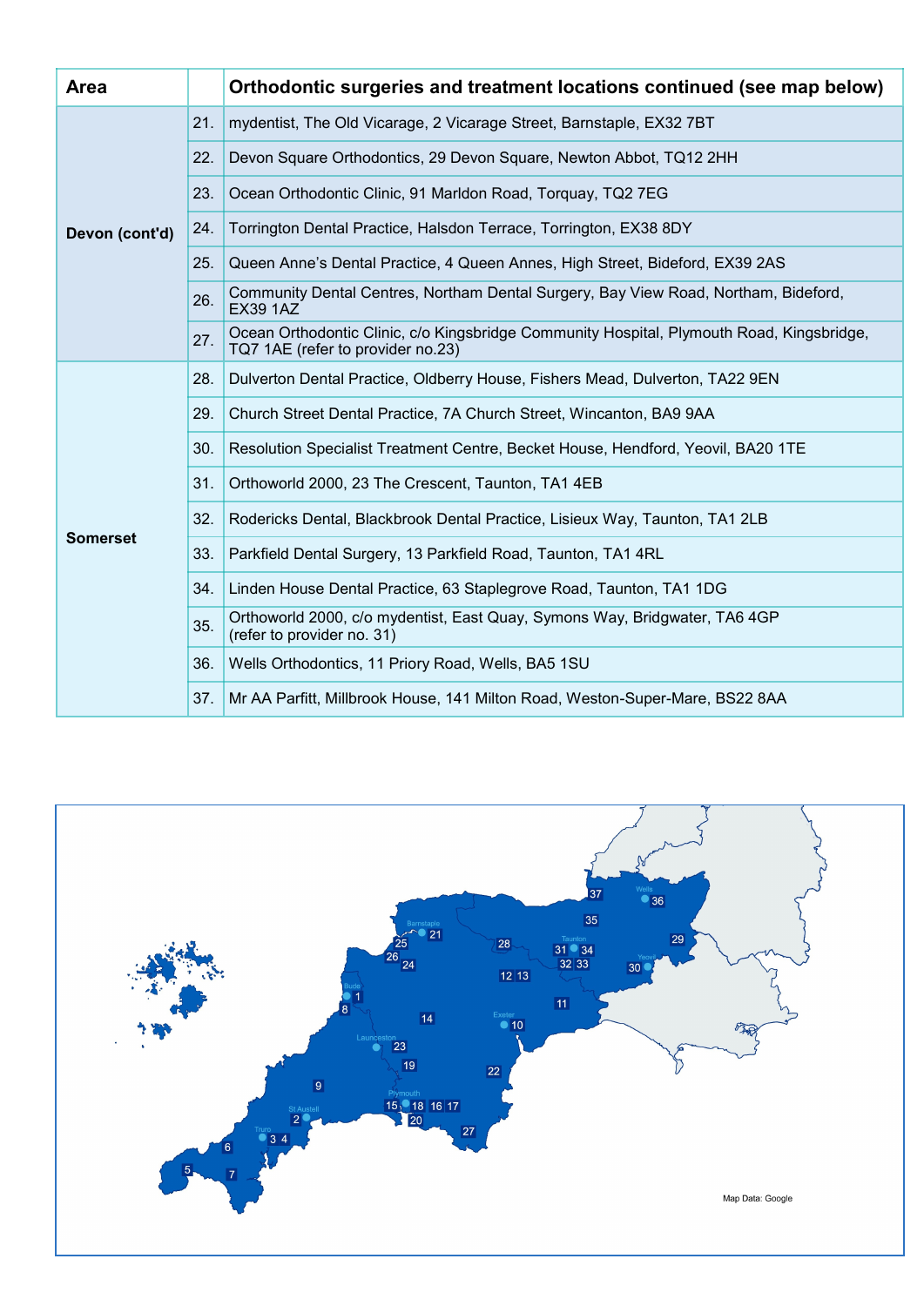| Area | | Orthodontic surgeries and treatment locations continued (see map below) |
| --- | --- | --- |
| Devon (cont'd) | 21. | mydentist, The Old Vicarage, 2 Vicarage Street, Barnstaple, EX32 7BT |
| | 22. | Devon Square Orthodontics, 29 Devon Square, Newton Abbot, TQ12 2HH |
| | 23. | Ocean Orthodontic Clinic, 91 Marldon Road, Torquay, TQ2 7EG |
| | 24. | Torrington Dental Practice, Halsdon Terrace, Torrington, EX38 8DY |
| | 25. | Queen Anne's Dental Practice, 4 Queen Annes, High Street, Bideford, EX39 2AS |
| | 26. | Community Dental Centres, Northam Dental Surgery, Bay View Road, Northam, Bideford, EX39 1AZ |
| | 27. | Ocean Orthodontic Clinic, c/o Kingsbridge Community Hospital, Plymouth Road, Kingsbridge, TQ7 1AE (refer to provider no.23) |
| Somerset | 28. | Dulverton Dental Practice, Oldberry House, Fishers Mead, Dulverton, TA22 9EN |
| | 29. | Church Street Dental Practice, 7A Church Street, Wincanton, BA9 9AA |
| | 30. | Resolution Specialist Treatment Centre, Becket House, Hendford, Yeovil, BA20 1TE |
| | 31. | Orthoworld 2000, 23 The Crescent, Taunton, TA1 4EB |
| | 32. | Rodericks Dental, Blackbrook Dental Practice, Lisieux Way, Taunton, TA1 2LB |
| | 33. | Parkfield Dental Surgery, 13 Parkfield Road, Taunton, TA1 4RL |
| | 34. | Linden House Dental Practice, 63 Staplegrove Road, Taunton, TA1 1DG |
| | 35. | Orthoworld 2000, c/o mydentist, East Quay, Symons Way, Bridgwater, TA6 4GP (refer to provider no. 31) |
| | 36. | Wells Orthodontics, 11 Priory Road, Wells, BA5 1SU |
| | 37. | Mr AA Parfitt, Millbrook House, 141 Milton Road, Weston-Super-Mare, BS22 8AA |

Wells 36
37
35
Barnstaple 21
25
26 24
28
Taunton 31 34
32 33
29
Yeovil 30
Bude 1
8
12 13
11
14
Exeter 10
Launceston 23
19
22
9
Plymouth 15 18 16 17
20
27
St Austell 2
Truro 3 4
6
5
7

Map Data: Google